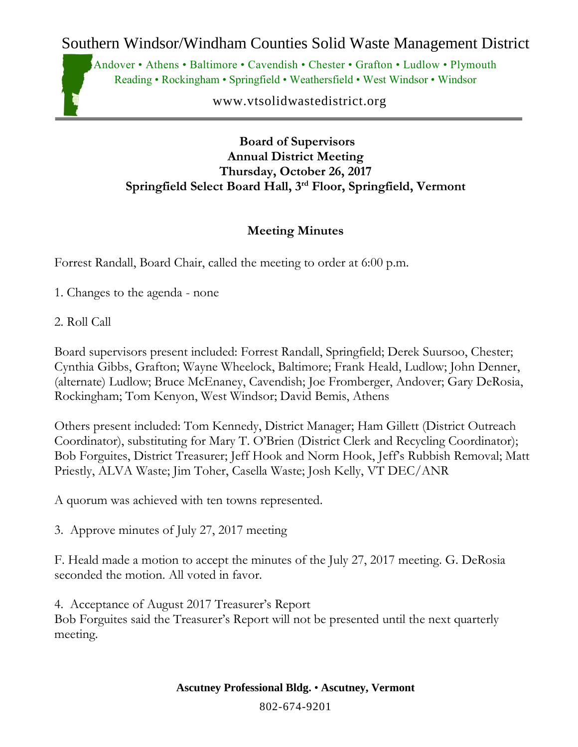# Southern Windsor/Windham Counties Solid Waste Management District

Andover • Athens • Baltimore • Cavendish • Chester • Grafton • Ludlow • Plymouth
Reading • Rockingham • Springfield • Weathersfield • West Windsor • Windsor

www.vtsolidwastedistrict.org

**Board of Supervisors**
**Annual District Meeting**
**Thursday, October 26, 2017**
**Springfield Select Board Hall, 3rd Floor, Springfield, Vermont**

## Meeting Minutes

Forrest Randall, Board Chair, called the meeting to order at 6:00 p.m.

1. Changes to the agenda - none

2. Roll Call

Board supervisors present included: Forrest Randall, Springfield; Derek Suursoo, Chester; Cynthia Gibbs, Grafton; Wayne Wheelock, Baltimore; Frank Heald, Ludlow; John Denner, (alternate) Ludlow; Bruce McEnaney, Cavendish; Joe Fromberger, Andover; Gary DeRosia, Rockingham; Tom Kenyon, West Windsor; David Bemis, Athens

Others present included: Tom Kennedy, District Manager; Ham Gillett (District Outreach Coordinator), substituting for Mary T. O'Brien (District Clerk and Recycling Coordinator); Bob Forguites, District Treasurer; Jeff Hook and Norm Hook, Jeff's Rubbish Removal; Matt Priestly, ALVA Waste; Jim Toher, Casella Waste; Josh Kelly, VT DEC/ANR

A quorum was achieved with ten towns represented.

3. Approve minutes of July 27, 2017 meeting

F. Heald made a motion to accept the minutes of the July 27, 2017 meeting. G. DeRosia seconded the motion. All voted in favor.

4. Acceptance of August 2017 Treasurer's Report
Bob Forguites said the Treasurer's Report will not be presented until the next quarterly meeting.

**Ascutney Professional Bldg.** • **Ascutney, Vermont**

802-674-9201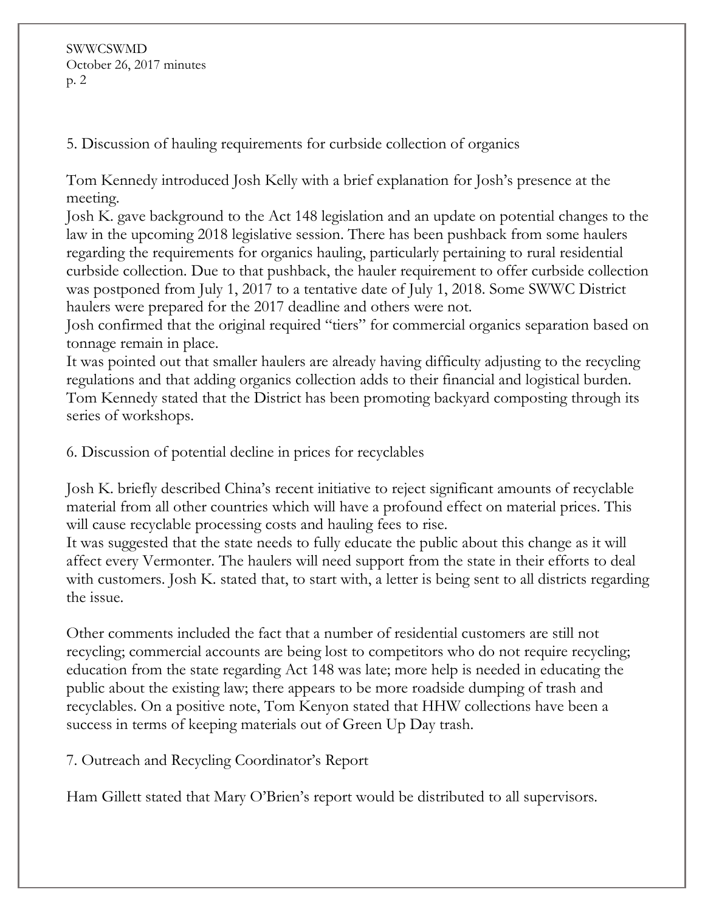5. Discussion of hauling requirements for curbside collection of organics

Tom Kennedy introduced Josh Kelly with a brief explanation for Josh's presence at the meeting.

Josh K. gave background to the Act 148 legislation and an update on potential changes to the law in the upcoming 2018 legislative session. There has been pushback from some haulers regarding the requirements for organics hauling, particularly pertaining to rural residential curbside collection. Due to that pushback, the hauler requirement to offer curbside collection was postponed from July 1, 2017 to a tentative date of July 1, 2018. Some SWWC District haulers were prepared for the 2017 deadline and others were not.

Josh confirmed that the original required "tiers" for commercial organics separation based on tonnage remain in place.

It was pointed out that smaller haulers are already having difficulty adjusting to the recycling regulations and that adding organics collection adds to their financial and logistical burden. Tom Kennedy stated that the District has been promoting backyard composting through its series of workshops.

6. Discussion of potential decline in prices for recyclables

Josh K. briefly described China's recent initiative to reject significant amounts of recyclable material from all other countries which will have a profound effect on material prices. This will cause recyclable processing costs and hauling fees to rise.

It was suggested that the state needs to fully educate the public about this change as it will affect every Vermonter. The haulers will need support from the state in their efforts to deal with customers. Josh K. stated that, to start with, a letter is being sent to all districts regarding the issue.

Other comments included the fact that a number of residential customers are still not recycling; commercial accounts are being lost to competitors who do not require recycling; education from the state regarding Act 148 was late; more help is needed in educating the public about the existing law; there appears to be more roadside dumping of trash and recyclables. On a positive note, Tom Kenyon stated that HHW collections have been a success in terms of keeping materials out of Green Up Day trash.

7. Outreach and Recycling Coordinator's Report

Ham Gillett stated that Mary O'Brien's report would be distributed to all supervisors.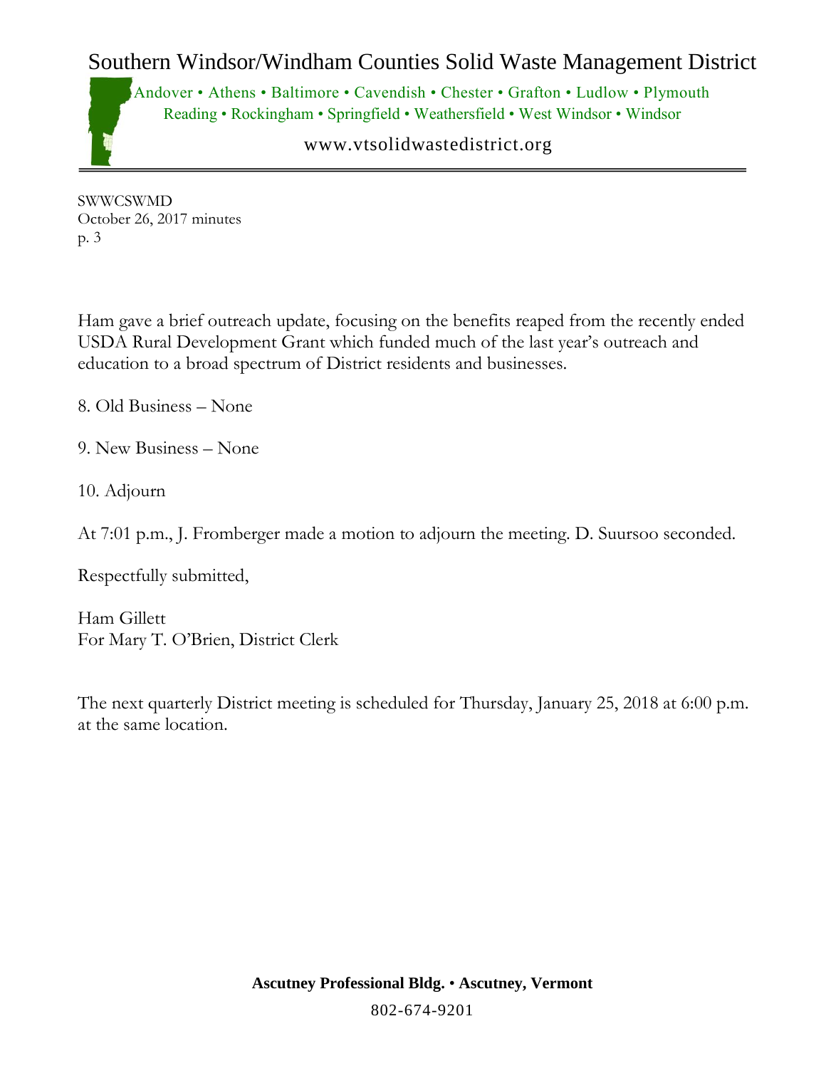Ham gave a brief outreach update, focusing on the benefits reaped from the recently ended USDA Rural Development Grant which funded much of the last year's outreach and education to a broad spectrum of District residents and businesses.

8. Old Business – None

9. New Business – None

10. Adjourn

At 7:01 p.m., J. Fromberger made a motion to adjourn the meeting. D. Suursoo seconded.

Respectfully submitted,

Ham Gillett
For Mary T. O'Brien, District Clerk

The next quarterly District meeting is scheduled for Thursday, January 25, 2018 at 6:00 p.m. at the same location.